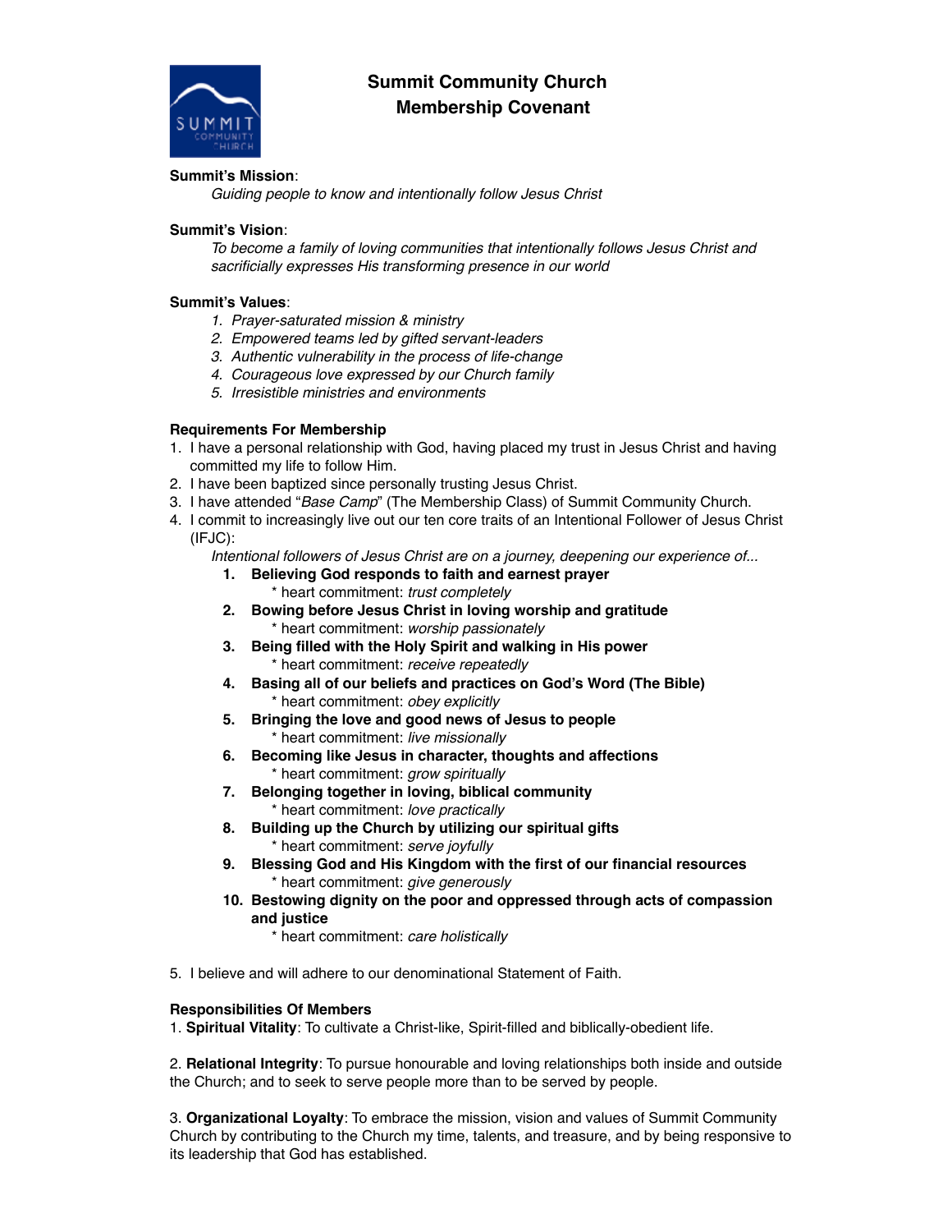# Summit Community Church
# Membership Covenant

**Summit's Mission**:

*Guiding people to know and intentionally follow Jesus Christ*

**Summit's Vision**:

*To become a family of loving communities that intentionally follows Jesus Christ and sacrificially expresses His transforming presence in our world*

**Summit's Values**:

1. *Prayer-saturated mission & ministry*
2. *Empowered teams led by gifted servant-leaders*
3. *Authentic vulnerability in the process of life-change*
4. *Courageous love expressed by our Church family*
5. *Irresistible ministries and environments*

**Requirements For Membership**

1. I have a personal relationship with God, having placed my trust in Jesus Christ and having committed my life to follow Him.
2. I have been baptized since personally trusting Jesus Christ.
3. I have attended "*Base Camp*" (The Membership Class) of Summit Community Church.
4. I commit to increasingly live out our ten core traits of an Intentional Follower of Jesus Christ (IFJC):

   *Intentional followers of Jesus Christ are on a journey, deepening our experience of...*

   1. **Believing God responds to faith and earnest prayer**
      * heart commitment: *trust completely*
   2. **Bowing before Jesus Christ in loving worship and gratitude**
      * heart commitment: *worship passionately*
   3. **Being filled with the Holy Spirit and walking in His power**
      * heart commitment: *receive repeatedly*
   4. **Basing all of our beliefs and practices on God's Word (The Bible)**
      * heart commitment: *obey explicitly*
   5. **Bringing the love and good news of Jesus to people**
      * heart commitment: *live missionally*
   6. **Becoming like Jesus in character, thoughts and affections**
      * heart commitment: *grow spiritually*
   7. **Belonging together in loving, biblical community**
      * heart commitment: *love practically*
   8. **Building up the Church by utilizing our spiritual gifts**
      * heart commitment: *serve joyfully*
   9. **Blessing God and His Kingdom with the first of our financial resources**
      * heart commitment: *give generously*
   10. **Bestowing dignity on the poor and oppressed through acts of compassion and justice**
       * heart commitment: *care holistically*

5. I believe and will adhere to our denominational Statement of Faith.

**Responsibilities Of Members**

1. **Spiritual Vitality**: To cultivate a Christ-like, Spirit-filled and biblically-obedient life.

2. **Relational Integrity**: To pursue honourable and loving relationships both inside and outside the Church; and to seek to serve people more than to be served by people.

3. **Organizational Loyalty**: To embrace the mission, vision and values of Summit Community Church by contributing to the Church my time, talents, and treasure, and by being responsive to its leadership that God has established.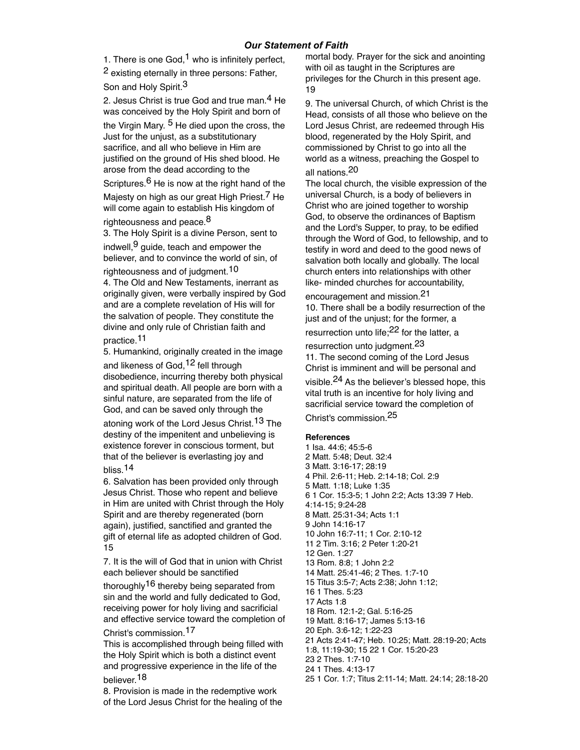### *Our Statement of Faith*

1. There is one God,[1] who is infinitely perfect,[2] existing eternally in three persons: Father, Son and Holy Spirit.[3]

2. Jesus Christ is true God and true man.[4] He was conceived by the Holy Spirit and born of the Virgin Mary.[5] He died upon the cross, the Just for the unjust, as a substitutionary sacrifice, and all who believe in Him are justified on the ground of His shed blood. He arose from the dead according to the Scriptures.[6] He is now at the right hand of the Majesty on high as our great High Priest.[7] He will come again to establish His kingdom of righteousness and peace.[8]

3. The Holy Spirit is a divine Person, sent to indwell,[9] guide, teach and empower the believer, and to convince the world of sin, of righteousness and of judgment.[10]

4. The Old and New Testaments, inerrant as originally given, were verbally inspired by God and are a complete revelation of His will for the salvation of people. They constitute the divine and only rule of Christian faith and practice.[11]

5. Humankind, originally created in the image and likeness of God,[12] fell through disobedience, incurring thereby both physical and spiritual death. All people are born with a sinful nature, are separated from the life of God, and can be saved only through the atoning work of the Lord Jesus Christ.[13] The destiny of the impenitent and unbelieving is existence forever in conscious torment, but that of the believer is everlasting joy and bliss.[14]

6. Salvation has been provided only through Jesus Christ. Those who repent and believe in Him are united with Christ through the Holy Spirit and are thereby regenerated (born again), justified, sanctified and granted the gift of eternal life as adopted children of God.[15]

7. It is the will of God that in union with Christ each believer should be sanctified thoroughly[16] thereby being separated from sin and the world and fully dedicated to God, receiving power for holy living and sacrificial and effective service toward the completion of Christ's commission.[17]

This is accomplished through being filled with the Holy Spirit which is both a distinct event and progressive experience in the life of the believer.[18]

8. Provision is made in the redemptive work of the Lord Jesus Christ for the healing of the mortal body. Prayer for the sick and anointing with oil as taught in the Scriptures are privileges for the Church in this present age.[19]

9. The universal Church, of which Christ is the Head, consists of all those who believe on the Lord Jesus Christ, are redeemed through His blood, regenerated by the Holy Spirit, and commissioned by Christ to go into all the world as a witness, preaching the Gospel to all nations.[20]

The local church, the visible expression of the universal Church, is a body of believers in Christ who are joined together to worship God, to observe the ordinances of Baptism and the Lord's Supper, to pray, to be edified through the Word of God, to fellowship, and to testify in word and deed to the good news of salvation both locally and globally. The local church enters into relationships with other like- minded churches for accountability, encouragement and mission.[21]

10. There shall be a bodily resurrection of the just and of the unjust; for the former, a resurrection unto life;[22] for the latter, a resurrection unto judgment.[23]

11. The second coming of the Lord Jesus Christ is imminent and will be personal and visible.[24] As the believer's blessed hope, this vital truth is an incentive for holy living and sacrificial service toward the completion of Christ's commission.[25]

**References**

1 Isa. 44:6; 45:5-6
2 Matt. 5:48; Deut. 32:4
3 Matt. 3:16-17; 28:19
4 Phil. 2:6-11; Heb. 2:14-18; Col. 2:9
5 Matt. 1:18; Luke 1:35
6 1 Cor. 15:3-5; 1 John 2:2; Acts 13:39 7 Heb. 4:14-15; 9:24-28
8 Matt. 25:31-34; Acts 1:1
9 John 14:16-17
10 John 16:7-11; 1 Cor. 2:10-12
11 2 Tim. 3:16; 2 Peter 1:20-21
12 Gen. 1:27
13 Rom. 8:8; 1 John 2:2
14 Matt. 25:41-46; 2 Thes. 1:7-10
15 Titus 3:5-7; Acts 2:38; John 1:12;
16 1 Thes. 5:23
17 Acts 1:8
18 Rom. 12:1-2; Gal. 5:16-25
19 Matt. 8:16-17; James 5:13-16
20 Eph. 3:6-12; 1:22-23
21 Acts 2:41-47; Heb. 10:25; Matt. 28:19-20; Acts 1:8, 11:19-30; 15 22 1 Cor. 15:20-23
23 2 Thes. 1:7-10
24 1 Thes. 4:13-17
25 1 Cor. 1:7; Titus 2:11-14; Matt. 24:14; 28:18-20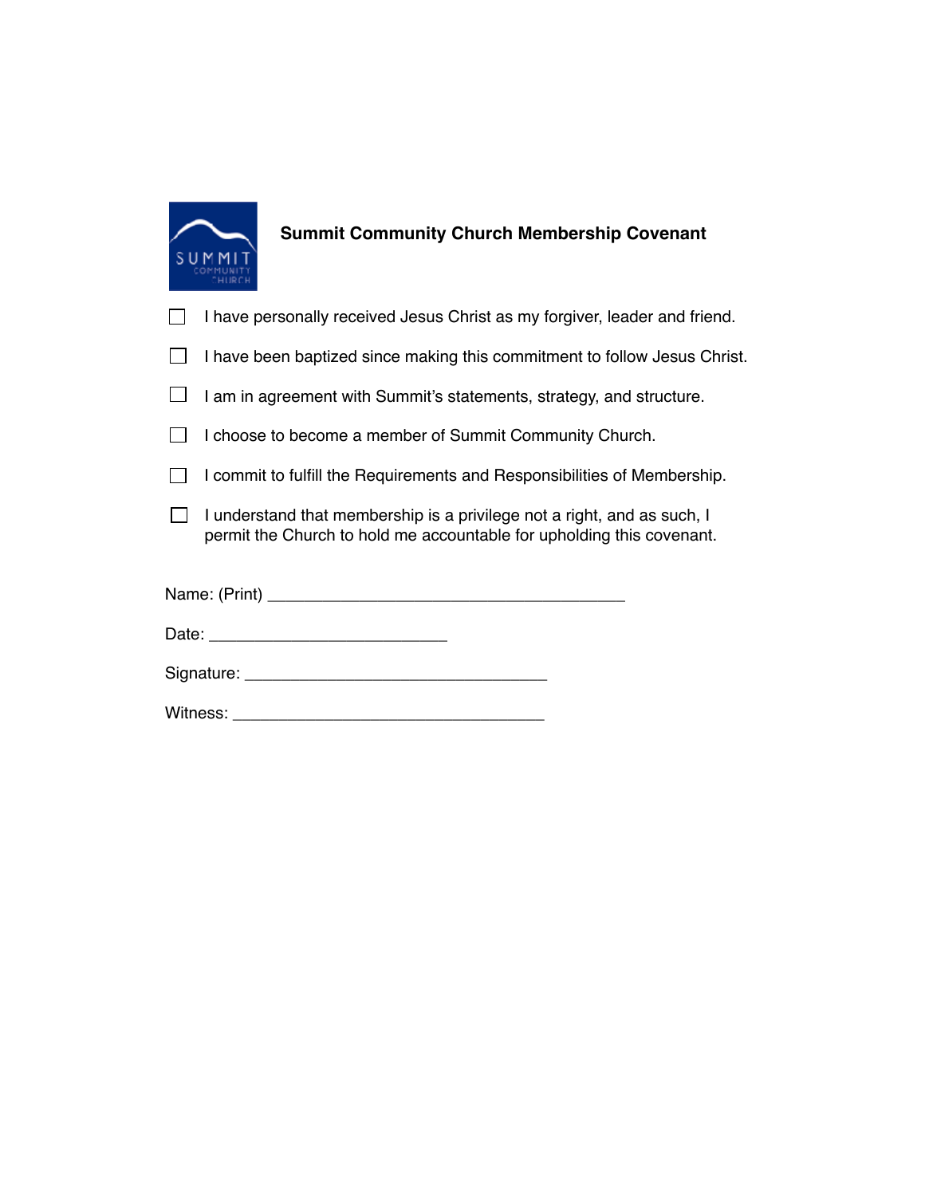# Summit Community Church Membership Covenant

- [ ] I have personally received Jesus Christ as my forgiver, leader and friend.
- [ ] I have been baptized since making this commitment to follow Jesus Christ.
- [ ] I am in agreement with Summit's statements, strategy, and structure.
- [ ] I choose to become a member of Summit Community Church.
- [ ] I commit to fulfill the Requirements and Responsibilities of Membership.
- [ ] I understand that membership is a privilege not a right, and as such, I permit the Church to hold me accountable for upholding this covenant.

Name: (Print) ________________________________________

Date: ___________________________

Signature: __________________________________

Witness: ___________________________________